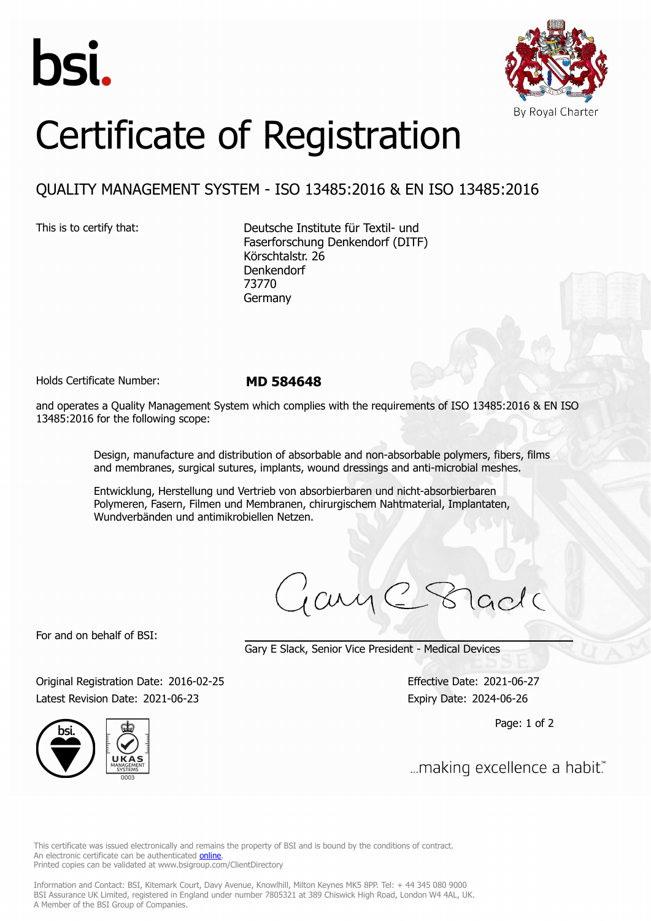bsi.

By Royal Charter

# Certificate of Registration

## QUALITY MANAGEMENT SYSTEM - ISO 13485:2016 & EN ISO 13485:2016

This is to certify that:

Deutsche Institute für Textil- und
Faserforschung Denkendorf (DITF)
Körschtalstr. 26
Denkendorf
73770
Germany

Holds Certificate Number: **MD 584648**

and operates a Quality Management System which complies with the requirements of ISO 13485:2016 & EN ISO 13485:2016 for the following scope:

Design, manufacture and distribution of absorbable and non-absorbable polymers, fibers, films and membranes, surgical sutures, implants, wound dressings and anti-microbial meshes.

Entwicklung, Herstellung und Vertrieb von absorbierbaren und nicht-absorbierbaren Polymeren, Fasern, Filmen und Membranen, chirurgischem Nahtmaterial, Implantaten, Wundverbänden und antimikrobiellen Netzen.

For and on behalf of BSI:

Gary E Slack, Senior Vice President - Medical Devices

Original Registration Date: 2016-02-25
Latest Revision Date: 2021-06-23

Effective Date: 2021-06-27
Expiry Date: 2024-06-26

...making excellence a habit.™

This certificate was issued electronically and remains the property of BSI and is bound by the conditions of contract.
An electronic certificate can be authenticated online.
Printed copies can be validated at www.bsigroup.com/ClientDirectory

Information and Contact: BSI, Kitemark Court, Davy Avenue, Knowlhill, Milton Keynes MK5 8PP. Tel: + 44 345 080 9000
BSI Assurance UK Limited, registered in England under number 7805321 at 389 Chiswick High Road, London W4 4AL, UK.
A Member of the BSI Group of Companies.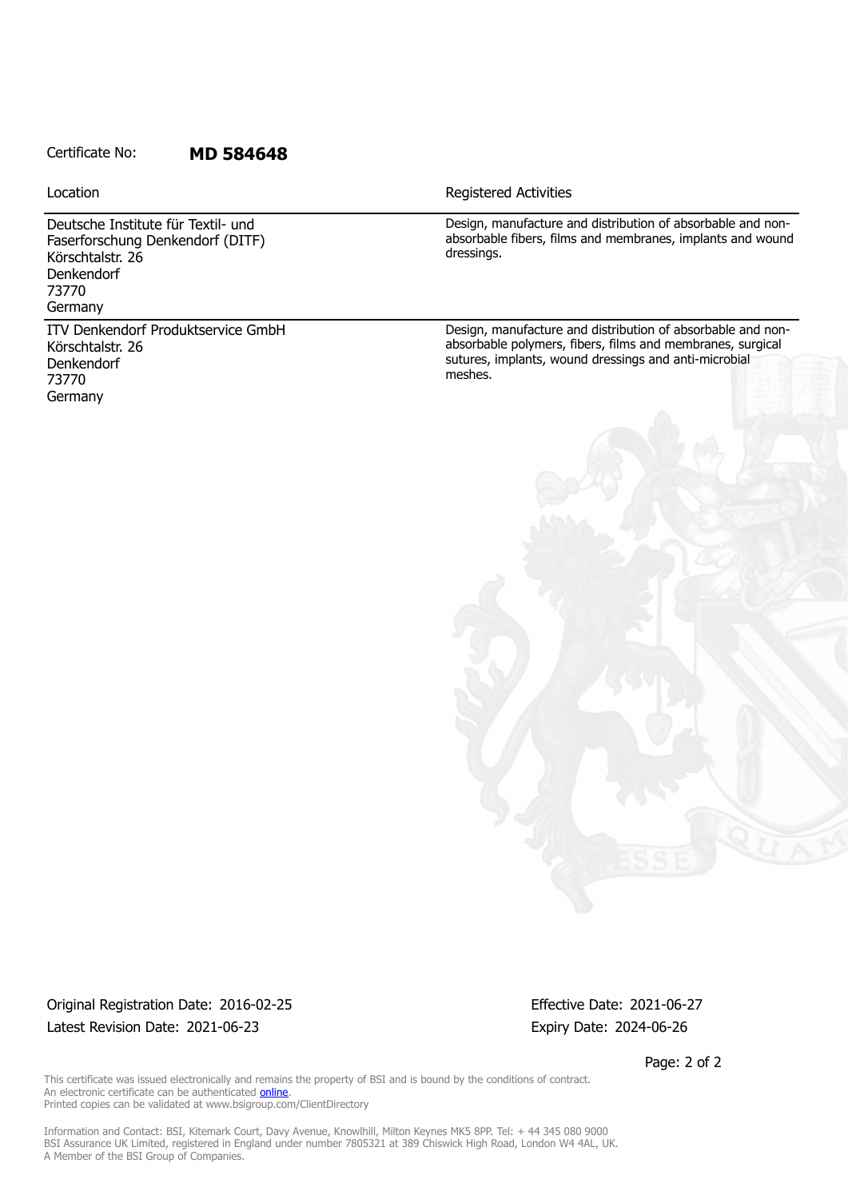Certificate No: **MD 584648**

| Location | Registered Activities |
| --- | --- |
| Deutsche Institute für Textil- und Faserforschung Denkendorf (DITF)<br>Körschtalstr. 26<br>Denkendorf<br>73770<br>Germany | Design, manufacture and distribution of absorbable and non-absorbable fibers, films and membranes, implants and wound dressings. |
| ITV Denkendorf Produktservice GmbH<br>Körschtalstr. 26<br>Denkendorf<br>73770<br>Germany | Design, manufacture and distribution of absorbable and non-absorbable polymers, fibers, films and membranes, surgical sutures, implants, wound dressings and anti-microbial meshes. |

Original Registration Date: 2016-02-25

Latest Revision Date: 2021-06-23

Effective Date: 2021-06-27

Expiry Date: 2024-06-26

This certificate was issued electronically and remains the property of BSI and is bound by the conditions of contract.
An electronic certificate can be authenticated online.
Printed copies can be validated at www.bsigroup.com/ClientDirectory

Information and Contact: BSI, Kitemark Court, Davy Avenue, Knowlhill, Milton Keynes MK5 8PP. Tel: + 44 345 080 9000
BSI Assurance UK Limited, registered in England under number 7805321 at 389 Chiswick High Road, London W4 4AL, UK.
A Member of the BSI Group of Companies.